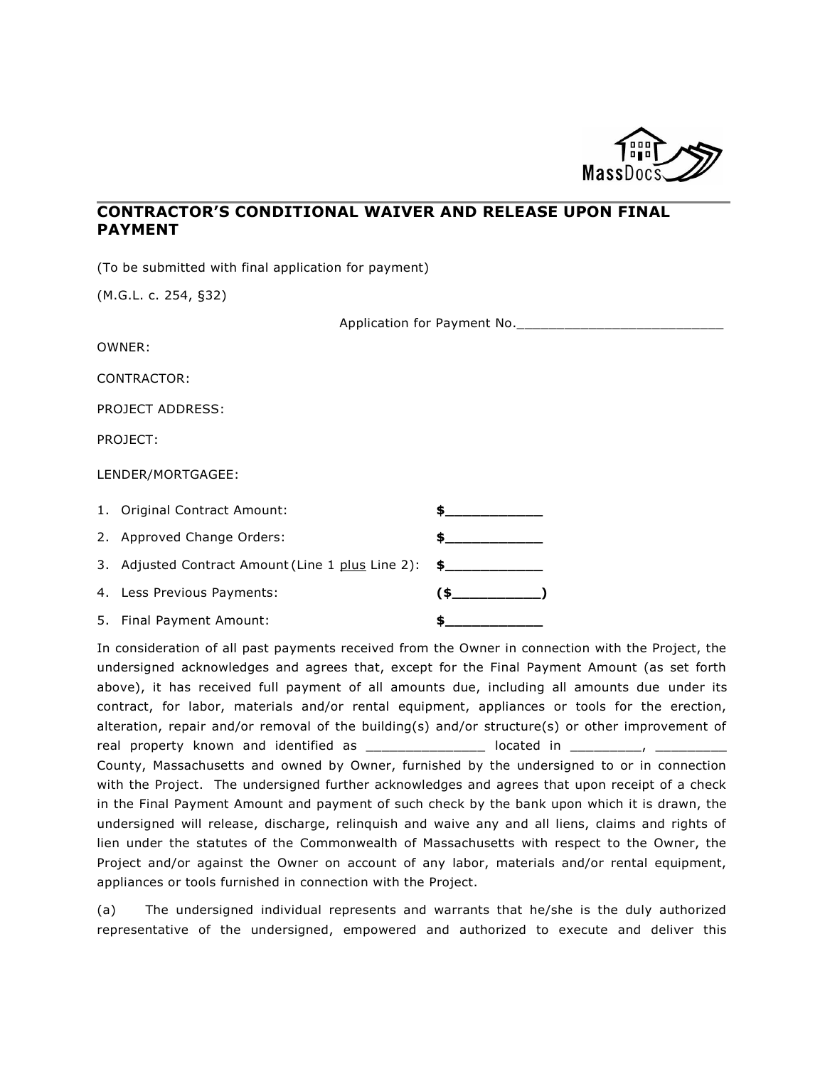## CONTRACTOR'S CONDITIONAL WAIVER AND RELEASE UPON FINAL PAYMENT

(To be submitted with final application for payment)

(M.G.L. c. 254, §32)

Application for Payment No.\_\_\_\_\_\_\_\_\_\_\_\_\_\_\_\_\_\_\_\_\_\_\_\_\_\_

OWNER:

CONTRACTOR:

PROJECT ADDRESS:

PROJECT:

LENDER/MORTGAGEE:

1. Original Contract Amount: **$\_\_\_\_\_\_\_\_\_\_\_\_**
2. Approved Change Orders: **$\_\_\_\_\_\_\_\_\_\_\_\_**
3. Adjusted Contract Amount (Line 1 plus Line 2): **$\_\_\_\_\_\_\_\_\_\_\_\_**
4. Less Previous Payments: **($\_\_\_\_\_\_\_\_\_\_\_)**
5. Final Payment Amount: **$\_\_\_\_\_\_\_\_\_\_\_\_**

In consideration of all past payments received from the Owner in connection with the Project, the undersigned acknowledges and agrees that, except for the Final Payment Amount (as set forth above), it has received full payment of all amounts due, including all amounts due under its contract, for labor, materials and/or rental equipment, appliances or tools for the erection, alteration, repair and/or removal of the building(s) and/or structure(s) or other improvement of real property known and identified as \_\_\_\_\_\_\_\_\_\_\_\_\_\_\_ located in \_\_\_\_\_\_\_\_\_, \_\_\_\_\_\_\_\_\_ County, Massachusetts and owned by Owner, furnished by the undersigned to or in connection with the Project. The undersigned further acknowledges and agrees that upon receipt of a check in the Final Payment Amount and payment of such check by the bank upon which it is drawn, the undersigned will release, discharge, relinquish and waive any and all liens, claims and rights of lien under the statutes of the Commonwealth of Massachusetts with respect to the Owner, the Project and/or against the Owner on account of any labor, materials and/or rental equipment, appliances or tools furnished in connection with the Project.

(a) The undersigned individual represents and warrants that he/she is the duly authorized representative of the undersigned, empowered and authorized to execute and deliver this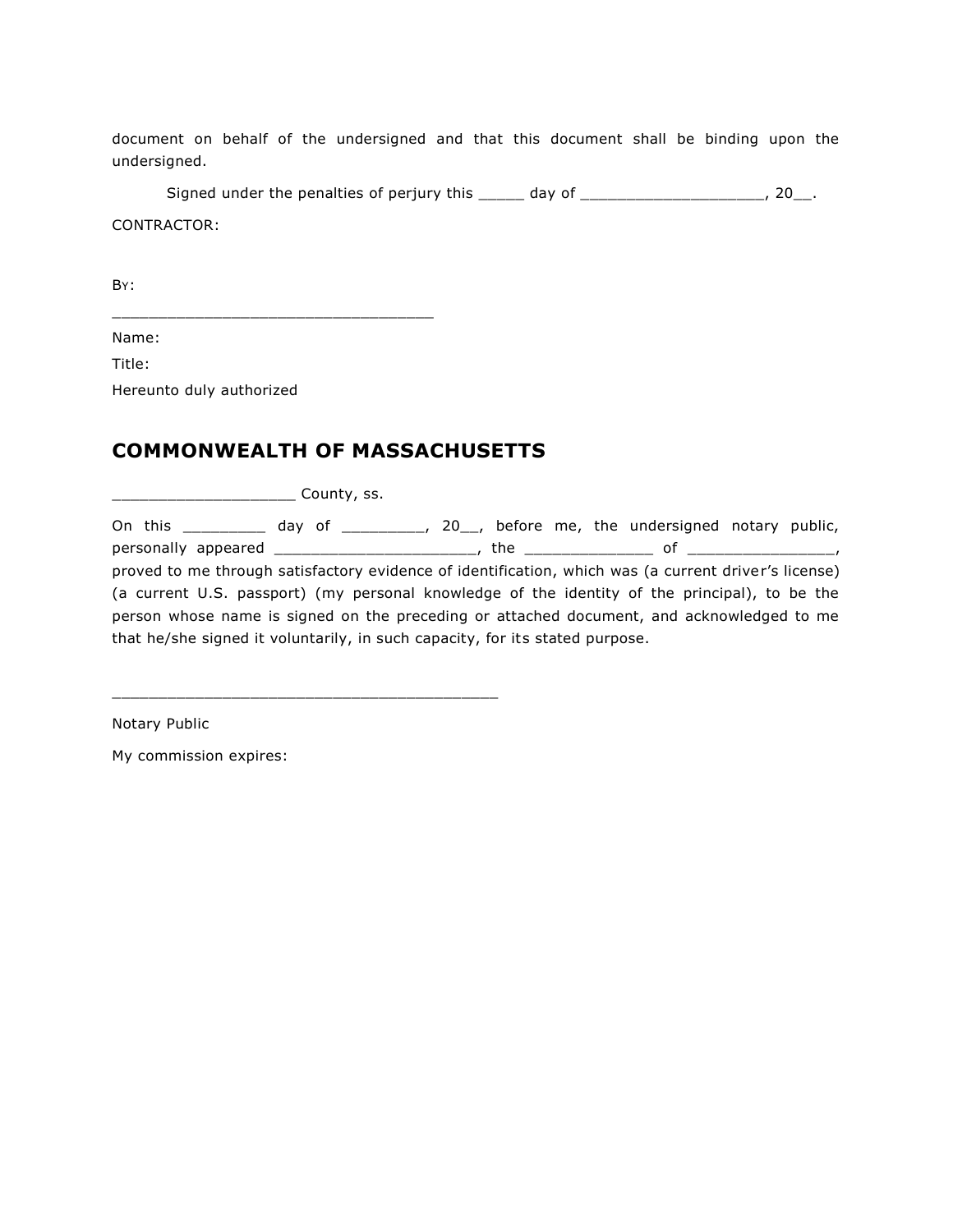document on behalf of the undersigned and that this document shall be binding upon the undersigned.

Signed under the penalties of perjury this _____ day of ____________________, 20__.

CONTRACTOR:

BY:

___________________________________

Name:

Title:

Hereunto duly authorized

## COMMONWEALTH OF MASSACHUSETTS

___________________ County, ss.

On this _________ day of _________, 20__, before me, the undersigned notary public, personally appeared ______________________, the ______________ of ________________, proved to me through satisfactory evidence of identification, which was (a current driver's license) (a current U.S. passport) (my personal knowledge of the identity of the principal), to be the person whose name is signed on the preceding or attached document, and acknowledged to me that he/she signed it voluntarily, in such capacity, for its stated purpose.

__________________________________________

Notary Public

My commission expires: